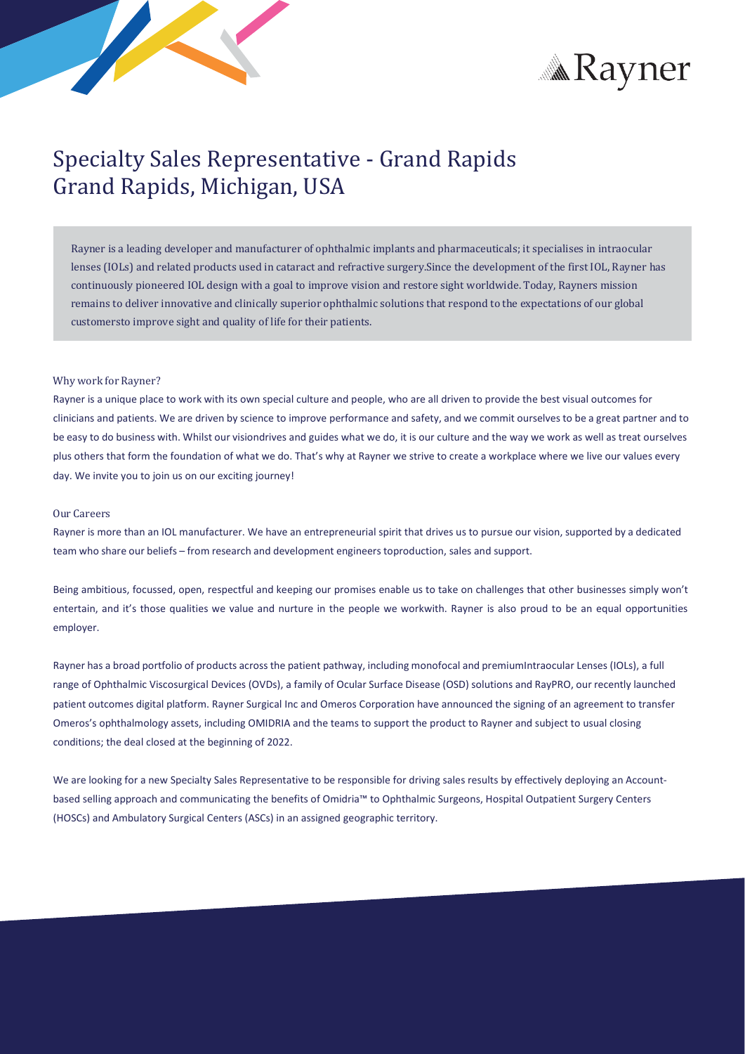Rayner

# Specialty Sales Representative - Grand Rapids
Grand Rapids, Michigan, USA

Rayner is a leading developer and manufacturer of ophthalmic implants and pharmaceuticals; it specialises in intraocular lenses (IOLs) and related products used in cataract and refractive surgery.Since the development of the first IOL, Rayner has continuously pioneered IOL design with a goal to improve vision and restore sight worldwide. Today, Rayners mission remains to deliver innovative and clinically superior ophthalmic solutions that respond to the expectations of our global customersto improve sight and quality of life for their patients.

## Why work for Rayner?

Rayner is a unique place to work with its own special culture and people, who are all driven to provide the best visual outcomes for clinicians and patients. We are driven by science to improve performance and safety, and we commit ourselves to be a great partner and to be easy to do business with. Whilst our visiondrives and guides what we do, it is our culture and the way we work as well as treat ourselves plus others that form the foundation of what we do. That's why at Rayner we strive to create a workplace where we live our values every day. We invite you to join us on our exciting journey!

## Our Careers

Rayner is more than an IOL manufacturer. We have an entrepreneurial spirit that drives us to pursue our vision, supported by a dedicated team who share our beliefs – from research and development engineers toproduction, sales and support.

Being ambitious, focussed, open, respectful and keeping our promises enable us to take on challenges that other businesses simply won't entertain, and it's those qualities we value and nurture in the people we workwith. Rayner is also proud to be an equal opportunities employer.

Rayner has a broad portfolio of products across the patient pathway, including monofocal and premiumIntraocular Lenses (IOLs), a full range of Ophthalmic Viscosurgical Devices (OVDs), a family of Ocular Surface Disease (OSD) solutions and RayPRO, our recently launched patient outcomes digital platform. Rayner Surgical Inc and Omeros Corporation have announced the signing of an agreement to transfer Omeros's ophthalmology assets, including OMIDRIA and the teams to support the product to Rayner and subject to usual closing conditions; the deal closed at the beginning of 2022.

We are looking for a new Specialty Sales Representative to be responsible for driving sales results by effectively deploying an Account-based selling approach and communicating the benefits of Omidria™ to Ophthalmic Surgeons, Hospital Outpatient Surgery Centers (HOSCs) and Ambulatory Surgical Centers (ASCs) in an assigned geographic territory.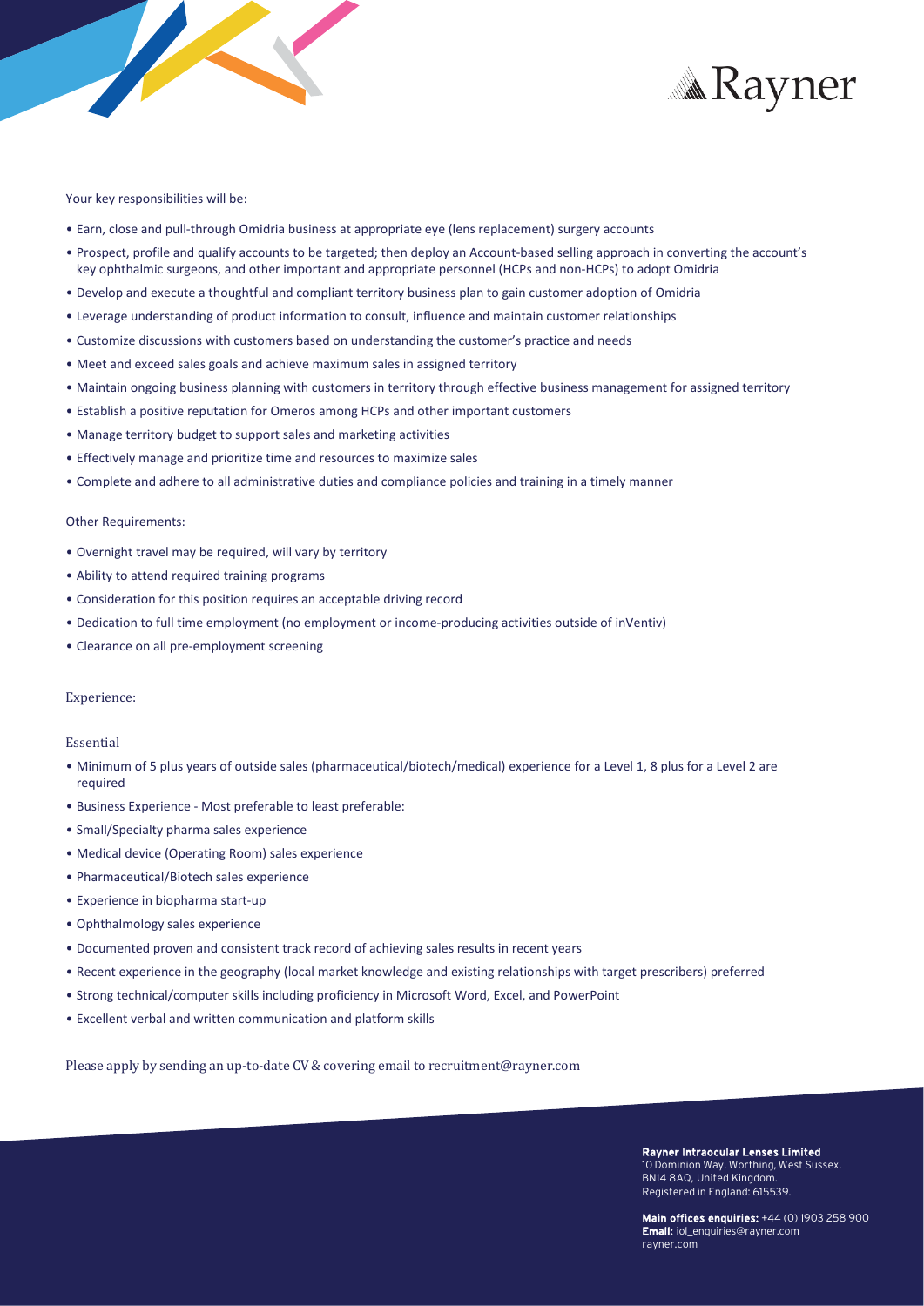Your key responsibilities will be:

- Earn, close and pull-through Omidria business at appropriate eye (lens replacement) surgery accounts
- Prospect, profile and qualify accounts to be targeted; then deploy an Account-based selling approach in converting the account's key ophthalmic surgeons, and other important and appropriate personnel (HCPs and non-HCPs) to adopt Omidria
- Develop and execute a thoughtful and compliant territory business plan to gain customer adoption of Omidria
- Leverage understanding of product information to consult, influence and maintain customer relationships
- Customize discussions with customers based on understanding the customer's practice and needs
- Meet and exceed sales goals and achieve maximum sales in assigned territory
- Maintain ongoing business planning with customers in territory through effective business management for assigned territory
- Establish a positive reputation for Omeros among HCPs and other important customers
- Manage territory budget to support sales and marketing activities
- Effectively manage and prioritize time and resources to maximize sales
- Complete and adhere to all administrative duties and compliance policies and training in a timely manner

Other Requirements:

- Overnight travel may be required, will vary by territory
- Ability to attend required training programs
- Consideration for this position requires an acceptable driving record
- Dedication to full time employment (no employment or income-producing activities outside of inVentiv)
- Clearance on all pre-employment screening

Experience:

Essential

- Minimum of 5 plus years of outside sales (pharmaceutical/biotech/medical) experience for a Level 1, 8 plus for a Level 2 are required
- Business Experience - Most preferable to least preferable:
- Small/Specialty pharma sales experience
- Medical device (Operating Room) sales experience
- Pharmaceutical/Biotech sales experience
- Experience in biopharma start-up
- Ophthalmology sales experience
- Documented proven and consistent track record of achieving sales results in recent years
- Recent experience in the geography (local market knowledge and existing relationships with target prescribers) preferred
- Strong technical/computer skills including proficiency in Microsoft Word, Excel, and PowerPoint
- Excellent verbal and written communication and platform skills

Please apply by sending an up-to-date CV & covering email to recruitment@rayner.com

**Rayner Intraocular Lenses Limited**
10 Dominion Way, Worthing, West Sussex, BN14 8AQ, United Kingdom.
Registered in England: 615539.

**Main offices enquiries:** +44 (0) 1903 258 900
**Email:** iol_enquiries@rayner.com
rayner.com